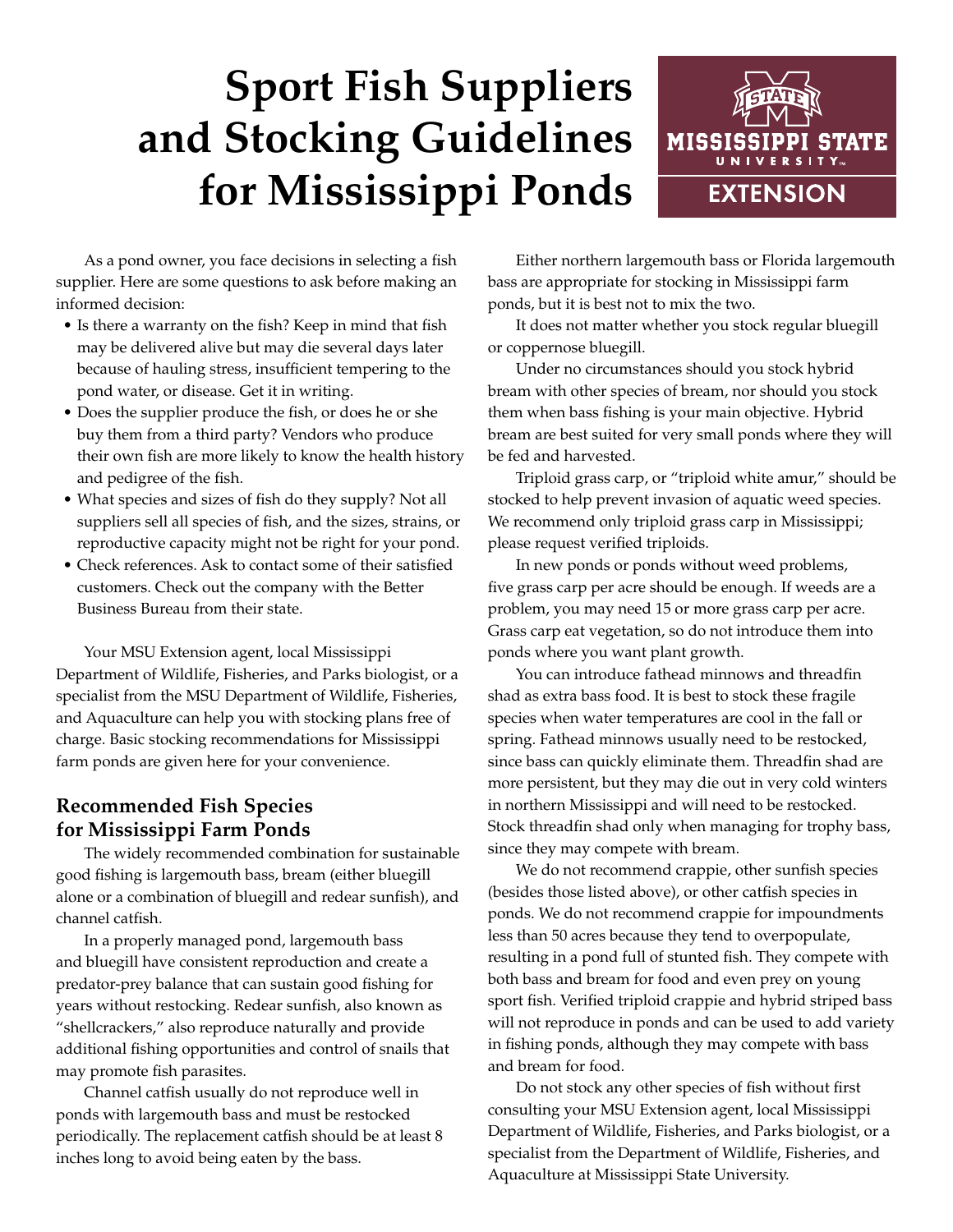# Sport Fish Suppliers and Stocking Guidelines for Mississippi Ponds

As a pond owner, you face decisions in selecting a fish supplier. Here are some questions to ask before making an informed decision:

- Is there a warranty on the fish? Keep in mind that fish may be delivered alive but may die several days later because of hauling stress, insufficient tempering to the pond water, or disease. Get it in writing.
- Does the supplier produce the fish, or does he or she buy them from a third party? Vendors who produce their own fish are more likely to know the health history and pedigree of the fish.
- What species and sizes of fish do they supply? Not all suppliers sell all species of fish, and the sizes, strains, or reproductive capacity might not be right for your pond.
- Check references. Ask to contact some of their satisfied customers. Check out the company with the Better Business Bureau from their state.

Your MSU Extension agent, local Mississippi Department of Wildlife, Fisheries, and Parks biologist, or a specialist from the MSU Department of Wildlife, Fisheries, and Aquaculture can help you with stocking plans free of charge. Basic stocking recommendations for Mississippi farm ponds are given here for your convenience.

## Recommended Fish Species for Mississippi Farm Ponds

The widely recommended combination for sustainable good fishing is largemouth bass, bream (either bluegill alone or a combination of bluegill and redear sunfish), and channel catfish.

In a properly managed pond, largemouth bass and bluegill have consistent reproduction and create a predator-prey balance that can sustain good fishing for years without restocking. Redear sunfish, also known as "shellcrackers," also reproduce naturally and provide additional fishing opportunities and control of snails that may promote fish parasites.

Channel catfish usually do not reproduce well in ponds with largemouth bass and must be restocked periodically. The replacement catfish should be at least 8 inches long to avoid being eaten by the bass.

Either northern largemouth bass or Florida largemouth bass are appropriate for stocking in Mississippi farm ponds, but it is best not to mix the two.

It does not matter whether you stock regular bluegill or coppernose bluegill.

Under no circumstances should you stock hybrid bream with other species of bream, nor should you stock them when bass fishing is your main objective. Hybrid bream are best suited for very small ponds where they will be fed and harvested.

Triploid grass carp, or "triploid white amur," should be stocked to help prevent invasion of aquatic weed species. We recommend only triploid grass carp in Mississippi; please request verified triploids.

In new ponds or ponds without weed problems, five grass carp per acre should be enough. If weeds are a problem, you may need 15 or more grass carp per acre. Grass carp eat vegetation, so do not introduce them into ponds where you want plant growth.

You can introduce fathead minnows and threadfin shad as extra bass food. It is best to stock these fragile species when water temperatures are cool in the fall or spring. Fathead minnows usually need to be restocked, since bass can quickly eliminate them. Threadfin shad are more persistent, but they may die out in very cold winters in northern Mississippi and will need to be restocked. Stock threadfin shad only when managing for trophy bass, since they may compete with bream.

We do not recommend crappie, other sunfish species (besides those listed above), or other catfish species in ponds. We do not recommend crappie for impoundments less than 50 acres because they tend to overpopulate, resulting in a pond full of stunted fish. They compete with both bass and bream for food and even prey on young sport fish. Verified triploid crappie and hybrid striped bass will not reproduce in ponds and can be used to add variety in fishing ponds, although they may compete with bass and bream for food.

Do not stock any other species of fish without first consulting your MSU Extension agent, local Mississippi Department of Wildlife, Fisheries, and Parks biologist, or a specialist from the Department of Wildlife, Fisheries, and Aquaculture at Mississippi State University.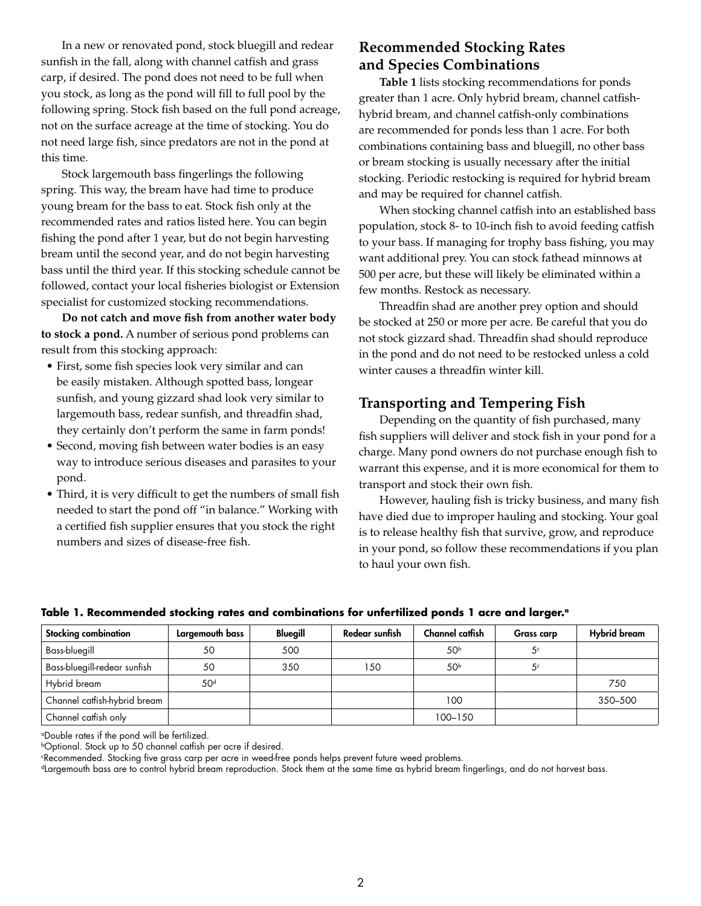In a new or renovated pond, stock bluegill and redear sunfish in the fall, along with channel catfish and grass carp, if desired. The pond does not need to be full when you stock, as long as the pond will fill to full pool by the following spring. Stock fish based on the full pond acreage, not on the surface acreage at the time of stocking. You do not need large fish, since predators are not in the pond at this time.

Stock largemouth bass fingerlings the following spring. This way, the bream have had time to produce young bream for the bass to eat. Stock fish only at the recommended rates and ratios listed here. You can begin fishing the pond after 1 year, but do not begin harvesting bream until the second year, and do not begin harvesting bass until the third year. If this stocking schedule cannot be followed, contact your local fisheries biologist or Extension specialist for customized stocking recommendations.

**Do not catch and move fish from another water body to stock a pond.** A number of serious pond problems can result from this stocking approach:

- First, some fish species look very similar and can be easily mistaken. Although spotted bass, longear sunfish, and young gizzard shad look very similar to largemouth bass, redear sunfish, and threadfin shad, they certainly don't perform the same in farm ponds!
- Second, moving fish between water bodies is an easy way to introduce serious diseases and parasites to your pond.
- Third, it is very difficult to get the numbers of small fish needed to start the pond off "in balance." Working with a certified fish supplier ensures that you stock the right numbers and sizes of disease-free fish.

## Recommended Stocking Rates and Species Combinations

**Table 1** lists stocking recommendations for ponds greater than 1 acre. Only hybrid bream, channel catfish-hybrid bream, and channel catfish-only combinations are recommended for ponds less than 1 acre. For both combinations containing bass and bluegill, no other bass or bream stocking is usually necessary after the initial stocking. Periodic restocking is required for hybrid bream and may be required for channel catfish.

When stocking channel catfish into an established bass population, stock 8- to 10-inch fish to avoid feeding catfish to your bass. If managing for trophy bass fishing, you may want additional prey. You can stock fathead minnows at 500 per acre, but these will likely be eliminated within a few months. Restock as necessary.

Threadfin shad are another prey option and should be stocked at 250 or more per acre. Be careful that you do not stock gizzard shad. Threadfin shad should reproduce in the pond and do not need to be restocked unless a cold winter causes a threadfin winter kill.

## Transporting and Tempering Fish

Depending on the quantity of fish purchased, many fish suppliers will deliver and stock fish in your pond for a charge. Many pond owners do not purchase enough fish to warrant this expense, and it is more economical for them to transport and stock their own fish.

However, hauling fish is tricky business, and many fish have died due to improper hauling and stocking. Your goal is to release healthy fish that survive, grow, and reproduce in your pond, so follow these recommendations if you plan to haul your own fish.

**Table 1. Recommended stocking rates and combinations for unfertilized ponds 1 acre and larger.[a]**

| Stocking combination | Largemouth bass | Bluegill | Redear sunfish | Channel catfish | Grass carp | Hybrid bream |
|---|---|---|---|---|---|---|
| Bass-bluegill | 50 | 500 | | 50[b] | 5[c] | |
| Bass-bluegill-redear sunfish | 50 | 350 | 150 | 50[b] | 5[c] | |
| Hybrid bream | 50[d] | | | | | 750 |
| Channel catfish-hybrid bream | | | | 100 | | 350–500 |
| Channel catfish only | | | | 100–150 | | |

[a]Double rates if the pond will be fertilized.
[b]Optional. Stock up to 50 channel catfish per acre if desired.
[c]Recommended. Stocking five grass carp per acre in weed-free ponds helps prevent future weed problems.
[d]Largemouth bass are to control hybrid bream reproduction. Stock them at the same time as hybrid bream fingerlings, and do not harvest bass.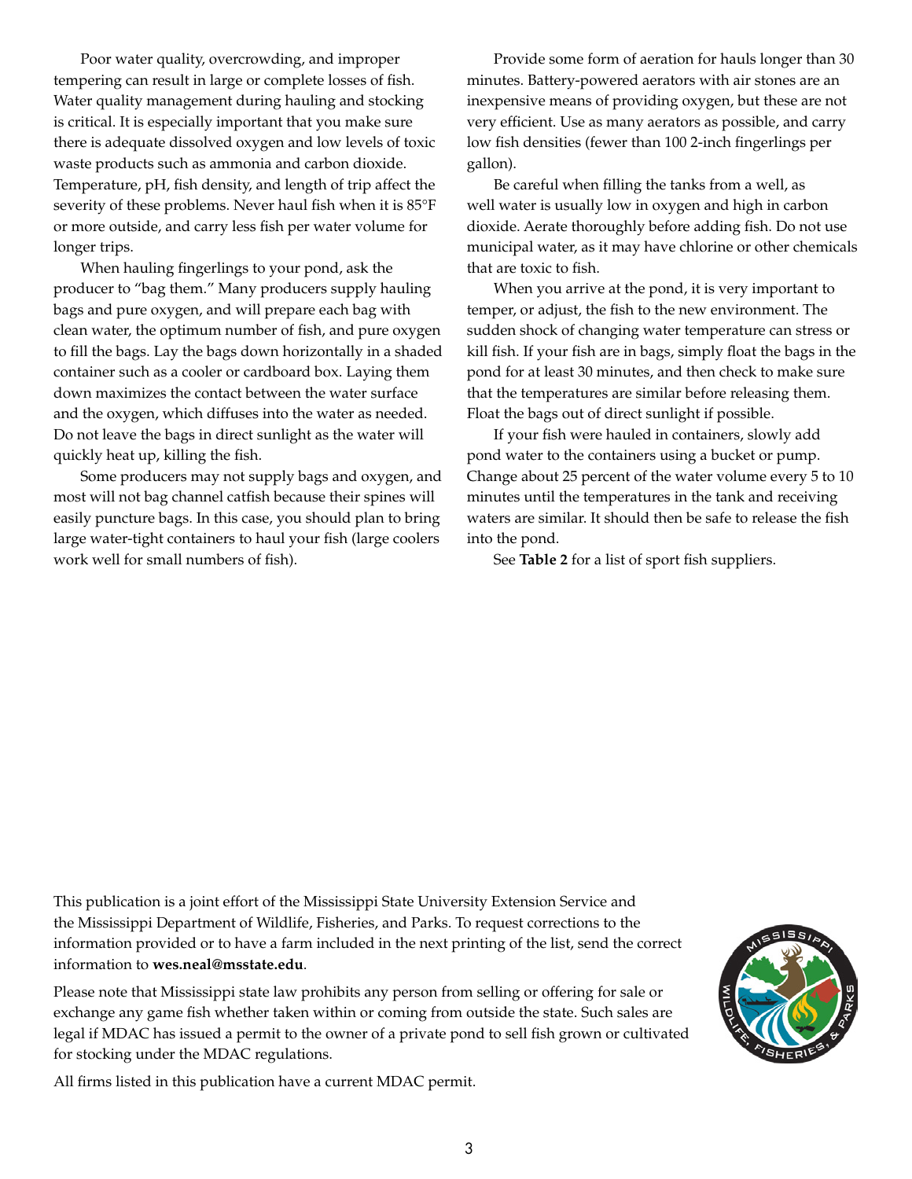Poor water quality, overcrowding, and improper tempering can result in large or complete losses of fish. Water quality management during hauling and stocking is critical. It is especially important that you make sure there is adequate dissolved oxygen and low levels of toxic waste products such as ammonia and carbon dioxide. Temperature, pH, fish density, and length of trip affect the severity of these problems. Never haul fish when it is 85°F or more outside, and carry less fish per water volume for longer trips.

When hauling fingerlings to your pond, ask the producer to "bag them." Many producers supply hauling bags and pure oxygen, and will prepare each bag with clean water, the optimum number of fish, and pure oxygen to fill the bags. Lay the bags down horizontally in a shaded container such as a cooler or cardboard box. Laying them down maximizes the contact between the water surface and the oxygen, which diffuses into the water as needed. Do not leave the bags in direct sunlight as the water will quickly heat up, killing the fish.

Some producers may not supply bags and oxygen, and most will not bag channel catfish because their spines will easily puncture bags. In this case, you should plan to bring large water-tight containers to haul your fish (large coolers work well for small numbers of fish).

Provide some form of aeration for hauls longer than 30 minutes. Battery-powered aerators with air stones are an inexpensive means of providing oxygen, but these are not very efficient. Use as many aerators as possible, and carry low fish densities (fewer than 100 2-inch fingerlings per gallon).

Be careful when filling the tanks from a well, as well water is usually low in oxygen and high in carbon dioxide. Aerate thoroughly before adding fish. Do not use municipal water, as it may have chlorine or other chemicals that are toxic to fish.

When you arrive at the pond, it is very important to temper, or adjust, the fish to the new environment. The sudden shock of changing water temperature can stress or kill fish. If your fish are in bags, simply float the bags in the pond for at least 30 minutes, and then check to make sure that the temperatures are similar before releasing them. Float the bags out of direct sunlight if possible.

If your fish were hauled in containers, slowly add pond water to the containers using a bucket or pump. Change about 25 percent of the water volume every 5 to 10 minutes until the temperatures in the tank and receiving waters are similar. It should then be safe to release the fish into the pond.

See **Table 2** for a list of sport fish suppliers.

This publication is a joint effort of the Mississippi State University Extension Service and the Mississippi Department of Wildlife, Fisheries, and Parks. To request corrections to the information provided or to have a farm included in the next printing of the list, send the correct information to **wes.neal@msstate.edu**.

Please note that Mississippi state law prohibits any person from selling or offering for sale or exchange any game fish whether taken within or coming from outside the state. Such sales are legal if MDAC has issued a permit to the owner of a private pond to sell fish grown or cultivated for stocking under the MDAC regulations.

All firms listed in this publication have a current MDAC permit.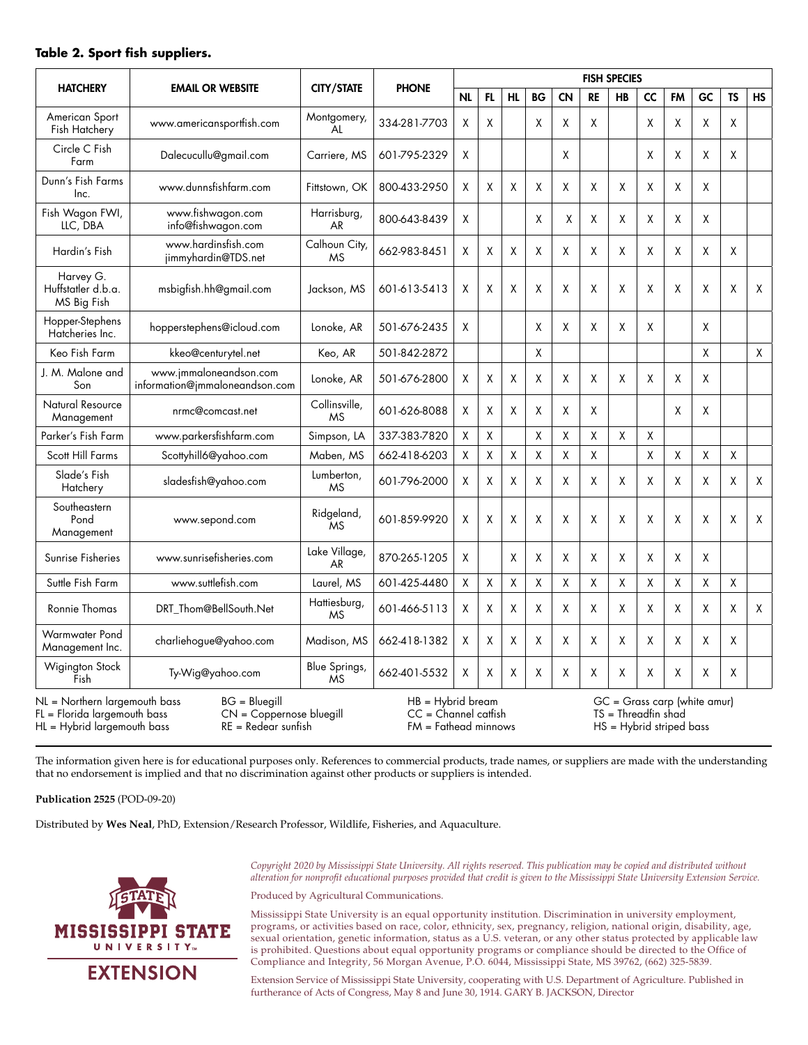**Table 2. Sport fish suppliers.**

| HATCHERY | EMAIL OR WEBSITE | CITY/STATE | PHONE | FISH SPECIES | | | | | | | | | | | |
|---|---|---|---|---|---|---|---|---|---|---|---|---|---|---|---|
| | | | | NL | FL | HL | BG | CN | RE | HB | CC | FM | GC | TS | HS |
| American Sport Fish Hatchery | www.americansportfish.com | Montgomery, AL | 334-281-7703 | X | X | | X | X | X | | X | X | X | X | |
| Circle C Fish Farm | Dalecucullu@gmail.com | Carriere, MS | 601-795-2329 | X | | | | X | | | X | X | X | X | |
| Dunn's Fish Farms Inc. | www.dunnsfishfarm.com | Fittstown, OK | 800-433-2950 | X | X | X | X | X | X | X | X | X | X | | |
| Fish Wagon FWI, LLC, DBA | www.fishwagon.com info@fishwagon.com | Harrisburg, AR | 800-643-8439 | X | | | X | X | X | X | X | X | X | | |
| Hardin's Fish | www.hardinsfish.com jimmyhardin@TDS.net | Calhoun City, MS | 662-983-8451 | X | X | X | X | X | X | X | X | X | X | X | |
| Harvey G. Huffstatler d.b.a. MS Big Fish | msbigfish.hh@gmail.com | Jackson, MS | 601-613-5413 | X | X | X | X | X | X | X | X | X | X | X | X |
| Hopper-Stephens Hatcheries Inc. | hopperstephens@icloud.com | Lonoke, AR | 501-676-2435 | X | | | X | X | X | X | X | | X | | |
| Keo Fish Farm | kkeo@centurytel.net | Keo, AR | 501-842-2872 | | | | X | | | | | | X | | X |
| J. M. Malone and Son | www.jmmaloneandson.com information@jmmaloneandson.com | Lonoke, AR | 501-676-2800 | X | X | X | X | X | X | X | X | X | X | | |
| Natural Resource Management | nrmc@comcast.net | Collinsville, MS | 601-626-8088 | X | X | X | X | X | X | | | X | X | | |
| Parker's Fish Farm | www.parkersfishfarm.com | Simpson, LA | 337-383-7820 | X | X | | X | X | X | X | X | | | | |
| Scott Hill Farms | Scottyhill6@yahoo.com | Maben, MS | 662-418-6203 | X | X | X | X | X | X | | X | X | X | X | |
| Slade's Fish Hatchery | sladesfish@yahoo.com | Lumberton, MS | 601-796-2000 | X | X | X | X | X | X | X | X | X | X | X | X |
| Southeastern Pond Management | www.sepond.com | Ridgeland, MS | 601-859-9920 | X | X | X | X | X | X | X | X | X | X | X | X |
| Sunrise Fisheries | www.sunrisefisheries.com | Lake Village, AR | 870-265-1205 | X | | X | X | X | X | X | X | X | X | | |
| Suttle Fish Farm | www.suttlefish.com | Laurel, MS | 601-425-4480 | X | X | X | X | X | X | X | X | X | X | X | |
| Ronnie Thomas | DRT_Thom@BellSouth.Net | Hattiesburg, MS | 601-466-5113 | X | X | X | X | X | X | X | X | X | X | X | X |
| Warmwater Pond Management Inc. | charliehogue@yahoo.com | Madison, MS | 662-418-1382 | X | X | X | X | X | X | X | X | X | X | X | |
| Wigington Stock Fish | Ty-Wig@yahoo.com | Blue Springs, MS | 662-401-5532 | X | X | X | X | X | X | X | X | X | X | X | |

NL = Northern largemouth bass
FL = Florida largemouth bass
HL = Hybrid largemouth bass
BG = Bluegill
CN = Coppernose bluegill
RE = Redear sunfish
HB = Hybrid bream
CC = Channel catfish
FM = Fathead minnows
GC = Grass carp (white amur)
TS = Threadfin shad
HS = Hybrid striped bass

The information given here is for educational purposes only. References to commercial products, trade names, or suppliers are made with the understanding that no endorsement is implied and that no discrimination against other products or suppliers is intended.

**Publication 2525** (POD-09-20)

Distributed by **Wes Neal**, PhD, Extension/Research Professor, Wildlife, Fisheries, and Aquaculture.

MISSISSIPPI STATE UNIVERSITY EXTENSION

*Copyright 2020 by Mississippi State University. All rights reserved. This publication may be copied and distributed without alteration for nonprofit educational purposes provided that credit is given to the Mississippi State University Extension Service.*

Produced by Agricultural Communications.

Mississippi State University is an equal opportunity institution. Discrimination in university employment, programs, or activities based on race, color, ethnicity, sex, pregnancy, religion, national origin, disability, age, sexual orientation, genetic information, status as a U.S. veteran, or any other status protected by applicable law is prohibited. Questions about equal opportunity programs or compliance should be directed to the Office of Compliance and Integrity, 56 Morgan Avenue, P.O. 6044, Mississippi State, MS 39762, (662) 325-5839.

Extension Service of Mississippi State University, cooperating with U.S. Department of Agriculture. Published in furtherance of Acts of Congress, May 8 and June 30, 1914. GARY B. JACKSON, Director